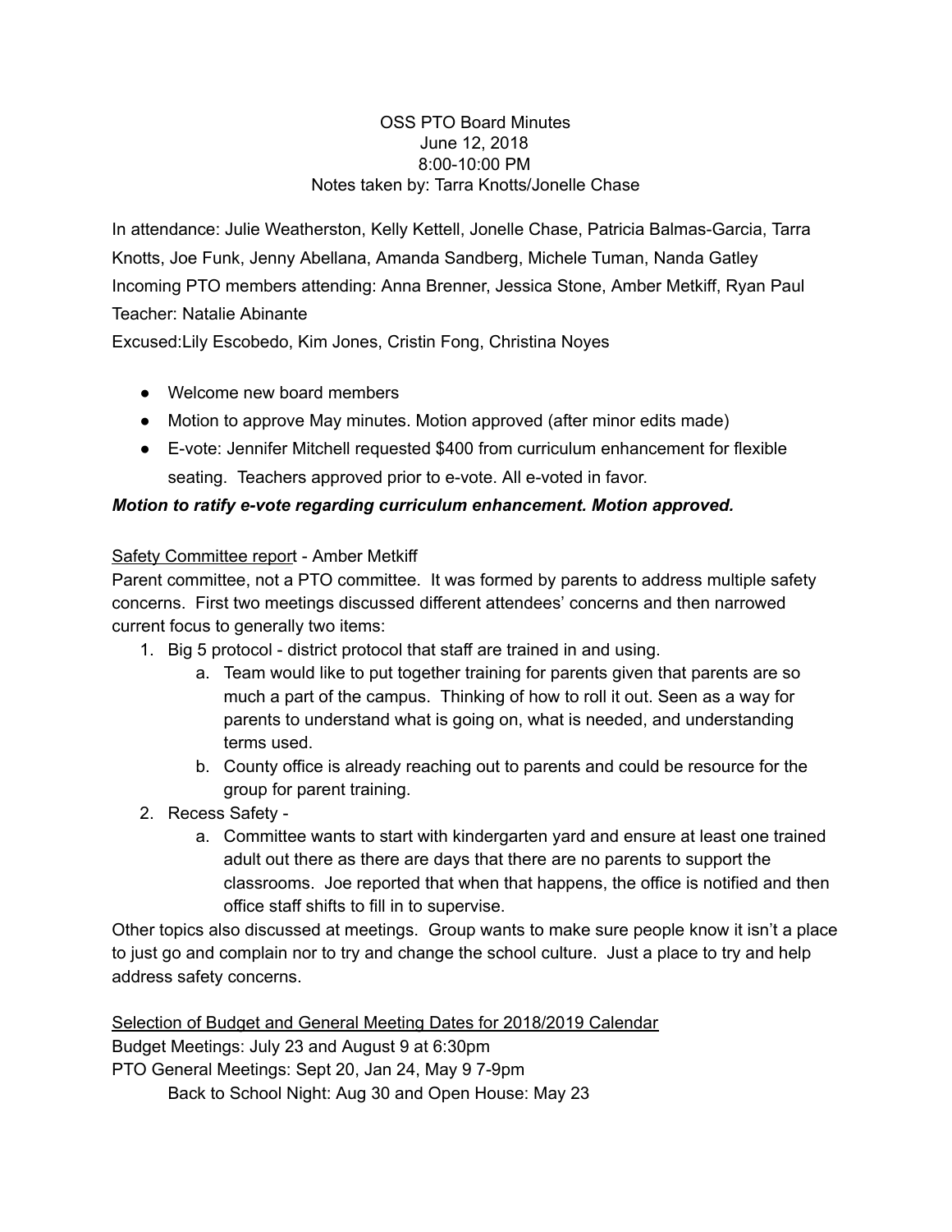OSS PTO Board Minutes
June 12, 2018
8:00-10:00 PM
Notes taken by: Tarra Knotts/Jonelle Chase

In attendance: Julie Weatherston, Kelly Kettell, Jonelle Chase, Patricia Balmas-Garcia, Tarra Knotts, Joe Funk, Jenny Abellana, Amanda Sandberg, Michele Tuman, Nanda Gatley
Incoming PTO members attending: Anna Brenner, Jessica Stone, Amber Metkiff, Ryan Paul
Teacher: Natalie Abinante
Excused:Lily Escobedo, Kim Jones, Cristin Fong, Christina Noyes

- Welcome new board members
- Motion to approve May minutes. Motion approved (after minor edits made)
- E-vote: Jennifer Mitchell requested $400 from curriculum enhancement for flexible seating. Teachers approved prior to e-vote. All e-voted in favor.

***Motion to ratify e-vote regarding curriculum enhancement. Motion approved.***

<u>Safety Committee report</u> - Amber Metkiff

Parent committee, not a PTO committee. It was formed by parents to address multiple safety concerns. First two meetings discussed different attendees' concerns and then narrowed current focus to generally two items:

1. Big 5 protocol - district protocol that staff are trained in and using.
   a. Team would like to put together training for parents given that parents are so much a part of the campus. Thinking of how to roll it out. Seen as a way for parents to understand what is going on, what is needed, and understanding terms used.
   b. County office is already reaching out to parents and could be resource for the group for parent training.
2. Recess Safety -
   a. Committee wants to start with kindergarten yard and ensure at least one trained adult out there as there are days that there are no parents to support the classrooms. Joe reported that when that happens, the office is notified and then office staff shifts to fill in to supervise.

Other topics also discussed at meetings. Group wants to make sure people know it isn't a place to just go and complain nor to try and change the school culture. Just a place to try and help address safety concerns.

<u>Selection of Budget and General Meeting Dates for 2018/2019 Calendar</u>

Budget Meetings: July 23 and August 9 at 6:30pm
PTO General Meetings: Sept 20, Jan 24, May 9 7-9pm
    Back to School Night: Aug 30 and Open House: May 23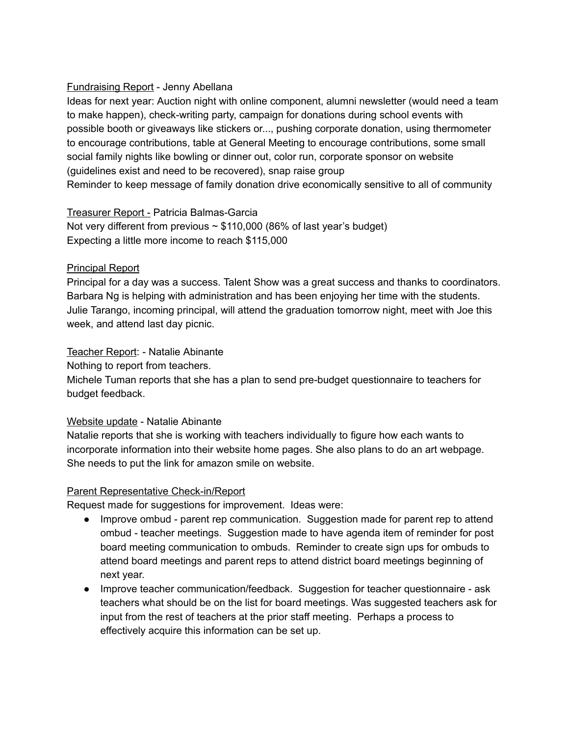<u>Fundraising Report</u> - Jenny Abellana

Ideas for next year: Auction night with online component, alumni newsletter (would need a team to make happen), check-writing party, campaign for donations during school events with possible booth or giveaways like stickers or..., pushing corporate donation, using thermometer to encourage contributions, table at General Meeting to encourage contributions, some small social family nights like bowling or dinner out, color run, corporate sponsor on website (guidelines exist and need to be recovered), snap raise group

Reminder to keep message of family donation drive economically sensitive to all of community

<u>Treasurer Report -</u> Patricia Balmas-Garcia

Not very different from previous ~ $110,000 (86% of last year's budget)

Expecting a little more income to reach $115,000

<u>Principal Report</u>

Principal for a day was a success. Talent Show was a great success and thanks to coordinators. Barbara Ng is helping with administration and has been enjoying her time with the students. Julie Tarango, incoming principal, will attend the graduation tomorrow night, meet with Joe this week, and attend last day picnic.

<u>Teacher Report</u>: - Natalie Abinante

Nothing to report from teachers.

Michele Tuman reports that she has a plan to send pre-budget questionnaire to teachers for budget feedback.

<u>Website update</u> - Natalie Abinante

Natalie reports that she is working with teachers individually to figure how each wants to incorporate information into their website home pages. She also plans to do an art webpage. She needs to put the link for amazon smile on website.

<u>Parent Representative Check-in/Report</u>

Request made for suggestions for improvement. Ideas were:

- Improve ombud - parent rep communication. Suggestion made for parent rep to attend ombud - teacher meetings. Suggestion made to have agenda item of reminder for post board meeting communication to ombuds. Reminder to create sign ups for ombuds to attend board meetings and parent reps to attend district board meetings beginning of next year.
- Improve teacher communication/feedback. Suggestion for teacher questionnaire - ask teachers what should be on the list for board meetings. Was suggested teachers ask for input from the rest of teachers at the prior staff meeting. Perhaps a process to effectively acquire this information can be set up.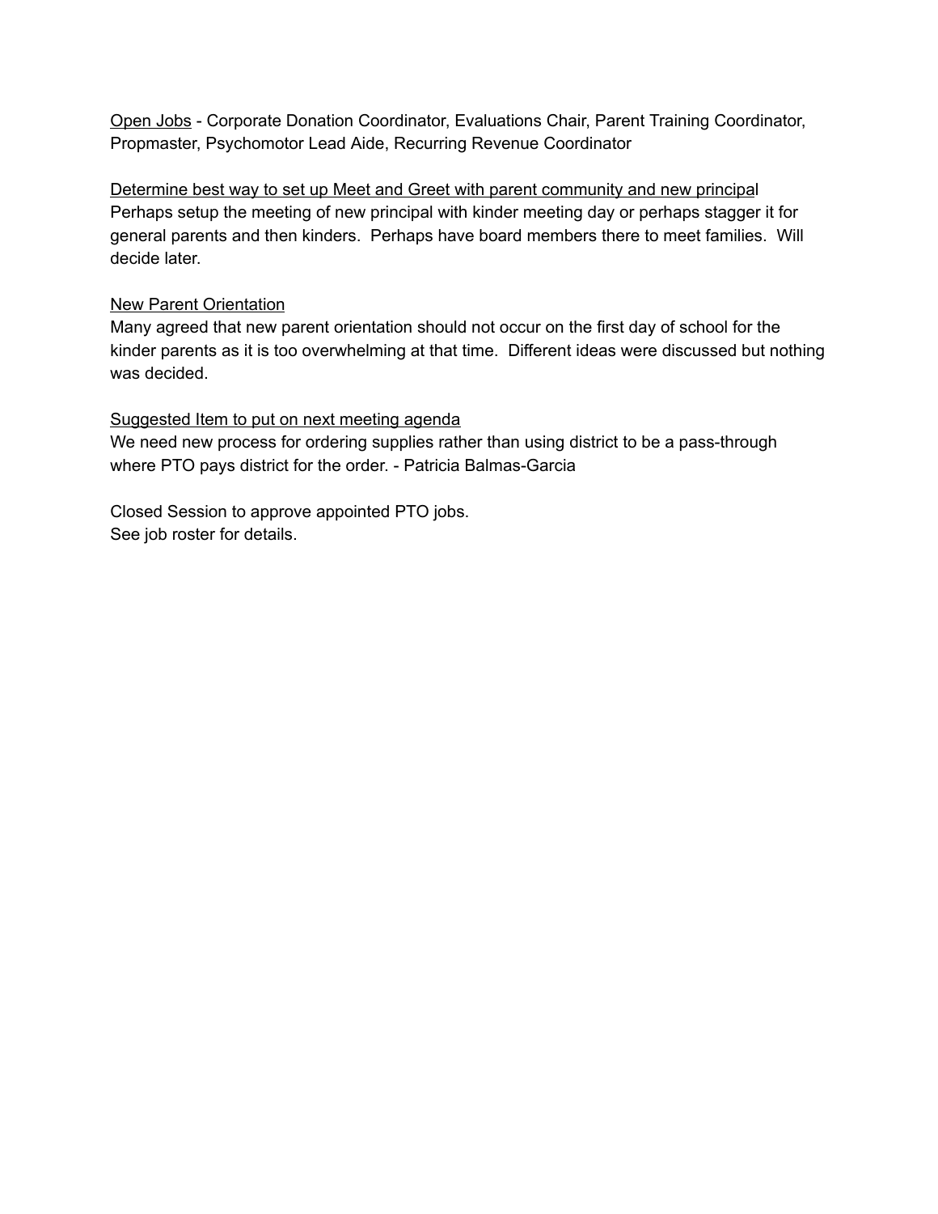Open Jobs - Corporate Donation Coordinator, Evaluations Chair, Parent Training Coordinator, Propmaster, Psychomotor Lead Aide, Recurring Revenue Coordinator

Determine best way to set up Meet and Greet with parent community and new principal
Perhaps setup the meeting of new principal with kinder meeting day or perhaps stagger it for general parents and then kinders. Perhaps have board members there to meet families. Will decide later.

New Parent Orientation
Many agreed that new parent orientation should not occur on the first day of school for the kinder parents as it is too overwhelming at that time. Different ideas were discussed but nothing was decided.

Suggested Item to put on next meeting agenda
We need new process for ordering supplies rather than using district to be a pass-through where PTO pays district for the order. - Patricia Balmas-Garcia

Closed Session to approve appointed PTO jobs.
See job roster for details.